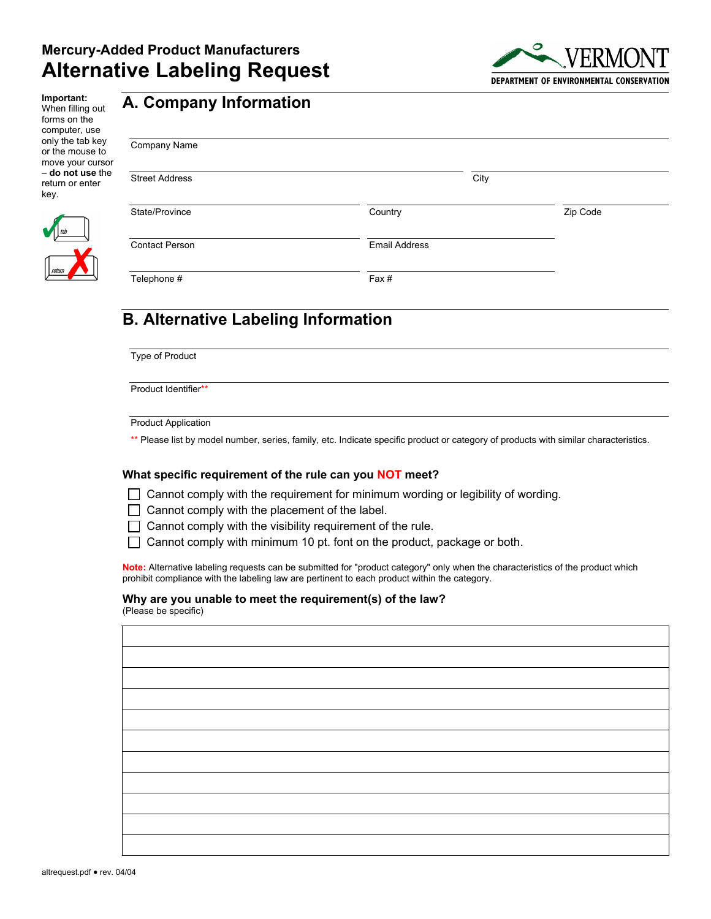# Mercury-Added Product Manufacturers

# Alternative Labeling Request

VERMONT
DEPARTMENT OF ENVIRONMENTAL CONSERVATION

**Important:** When filling out forms on the computer, use only the tab key or the mouse to move your cursor – **do not use** the return or enter key.

## A. Company Information

Company Name

Street Address | City

State/Province | Country | Zip Code

Contact Person | Email Address

Telephone # | Fax #

## B. Alternative Labeling Information

Type of Product

Product Identifier**

Product Application

** Please list by model number, series, family, etc. Indicate specific product or category of products with similar characteristics.

### What specific requirement of the rule can you NOT meet?

- ☐ Cannot comply with the requirement for minimum wording or legibility of wording.
- ☐ Cannot comply with the placement of the label.
- ☐ Cannot comply with the visibility requirement of the rule.
- ☐ Cannot comply with minimum 10 pt. font on the product, package or both.

**Note:** Alternative labeling requests can be submitted for "product category" only when the characteristics of the product which prohibit compliance with the labeling law are pertinent to each product within the category.

### Why are you unable to meet the requirement(s) of the law?

(Please be specific)

altrequest.pdf • rev. 04/04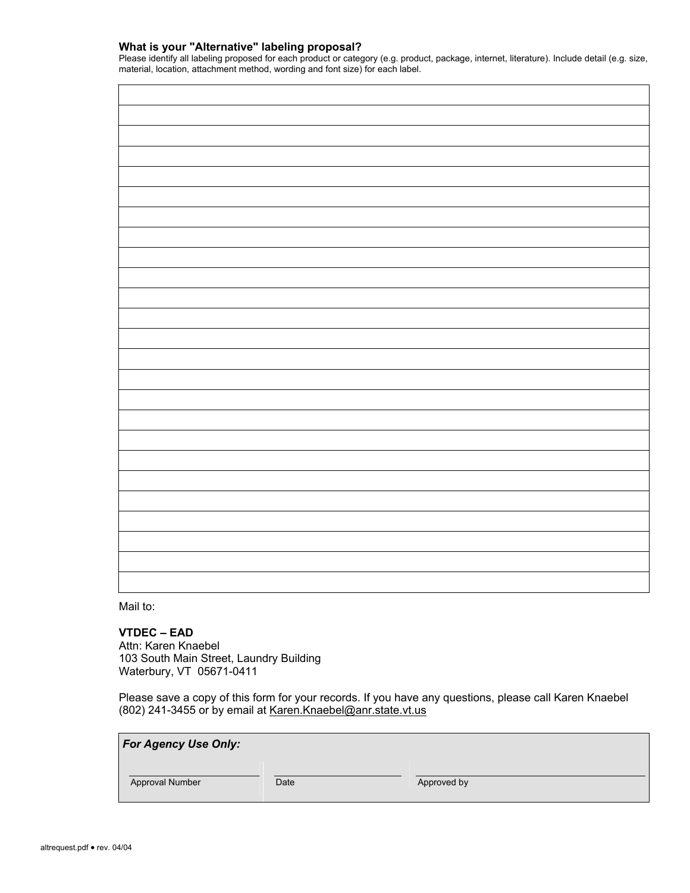**What is your "Alternative" labeling proposal?**

Please identify all labeling proposed for each product or category (e.g. product, package, internet, literature). Include detail (e.g. size, material, location, attachment method, wording and font size) for each label.

| |
|---|
| |
| |
| |
| |
| |
| |
| |
| |
| |
| |
| |
| |
| |
| |
| |
| |
| |
| |
| |
| |
| |
| |
| |
| |

Mail to:

**VTDEC – EAD**
Attn: Karen Knaebel
103 South Main Street, Laundry Building
Waterbury, VT 05671-0411

Please save a copy of this form for your records. If you have any questions, please call Karen Knaebel (802) 241-3455 or by email at Karen.Knaebel@anr.state.vt.us

***For Agency Use Only:***

| | | |
|---|---|---|
| Approval Number | Date | Approved by |

altrequest.pdf • rev. 04/04